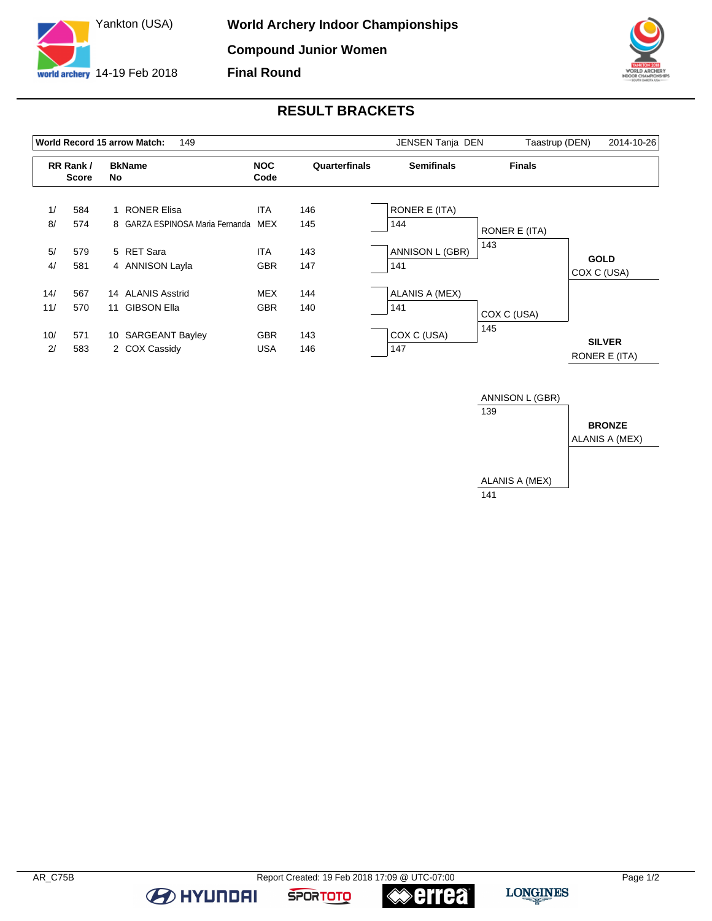Yankton (USA)

14-19 Feb 2018

# World Archery Indoor Championships

## Compound Junior Women

## Final Round

## RESULT BRACKETS

| World Record 15 arrow Match: | 149 | JENSEN Tanja DEN | Taastrup (DEN) | 2014-10-26 |
|---|---|---|---|---|

| RR Rank / | Score | BkNo | Name | NOC Code | Quarterfinals |
|---|---|---|---|---|---|
| 1/ | 584 | 1 | RONER Elisa | ITA | 146 |
| 8/ | 574 | 8 | GARZA ESPINOSA Maria Fernanda | MEX | 145 |
| 5/ | 579 | 5 | RET Sara | ITA | 143 |
| 4/ | 581 | 4 | ANNISON Layla | GBR | 147 |
| 14/ | 567 | 14 | ALANIS Asstrid | MEX | 144 |
| 11/ | 570 | 11 | GIBSON Ella | GBR | 140 |
| 10/ | 571 | 10 | SARGEANT Bayley | GBR | 143 |
| 2/ | 583 | 2 | COX Cassidy | USA | 146 |

### Semifinals

| Athlete | Score |
|---|---|
| RONER E (ITA) | 144 |
| ANNISON L (GBR) | 141 |
| ALANIS A (MEX) | 141 |
| COX C (USA) | 147 |

### Finals

| Athlete | Score |
|---|---|
| RONER E (ITA) | 143 |
| COX C (USA) | 145 |

**GOLD**
COX C (USA)

**SILVER**
RONER E (ITA)

### Bronze Match

| Athlete | Score |
|---|---|
| ANNISON L (GBR) | 139 |
| ALANIS A (MEX) | 141 |

**BRONZE**
ALANIS A (MEX)

AR_C75B

Report Created: 19 Feb 2018 17:09 @ UTC-07:00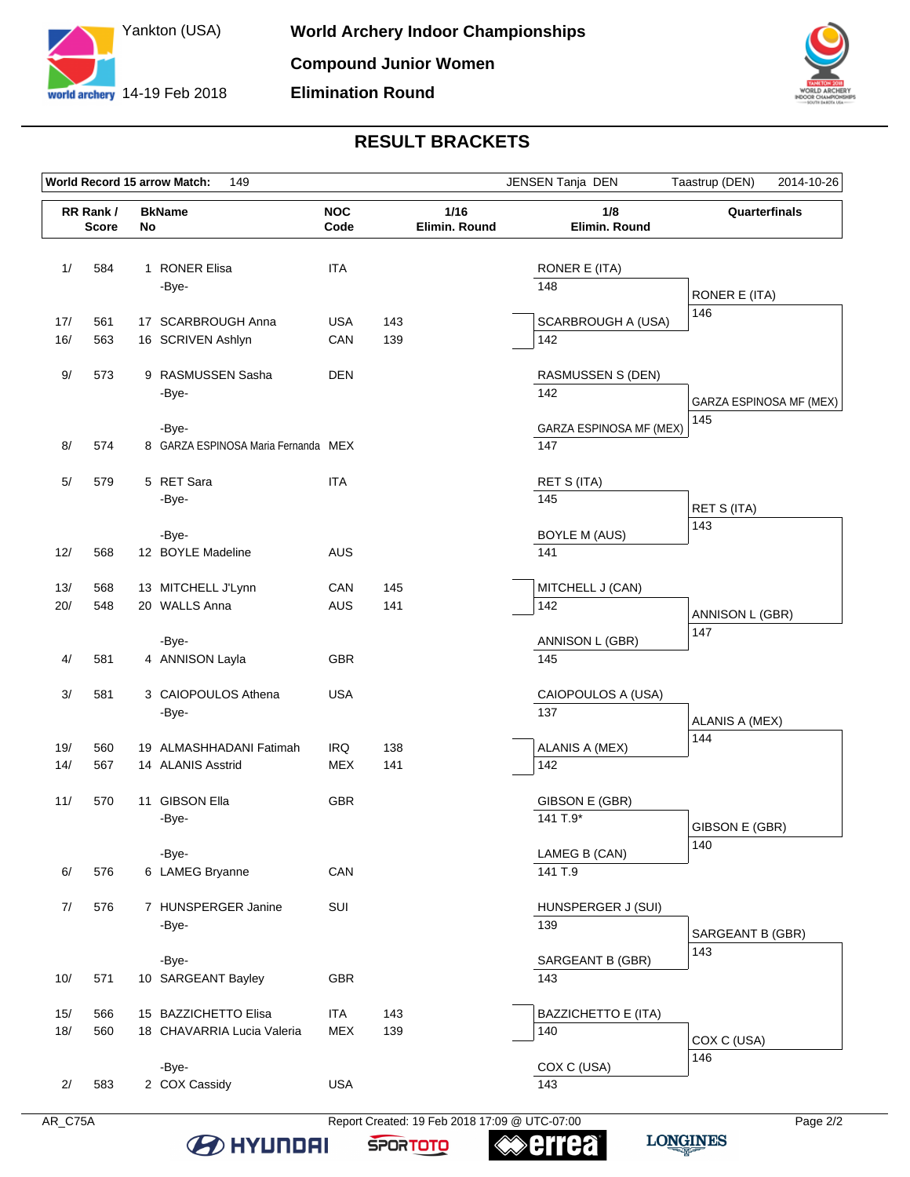# World Archery Indoor Championships

Yankton (USA)
14-19 Feb 2018

**Compound Junior Women**

**Elimination Round**

## RESULT BRACKETS

| World Record 15 arrow Match: | 149 | JENSEN Tanja DEN | Taastrup (DEN) | 2014-10-26 |
|---|---|---|---|---|

| RR Rank / Score | | BkName No | | NOC Code | 1/16 Elimin. Round | 1/8 Elimin. Round | Quarterfinals |
|---|---|---|---|---|---|---|---|
| 1/ | 584 | 1 | RONER Elisa | ITA | | RONER E (ITA) 148 | RONER E (ITA) 146 |
| | | | -Bye- | | | | |
| 17/ | 561 | 17 | SCARBROUGH Anna | USA | 143 | SCARBROUGH A (USA) 142 | |
| 16/ | 563 | 16 | SCRIVEN Ashlyn | CAN | 139 | | |
| 9/ | 573 | 9 | RASMUSSEN Sasha | DEN | | RASMUSSEN S (DEN) 142 | GARZA ESPINOSA MF (MEX) 145 |
| | | | -Bye- | | | | |
| | | | -Bye- | | | | |
| 8/ | 574 | 8 | GARZA ESPINOSA Maria Fernanda | MEX | | GARZA ESPINOSA MF (MEX) 147 | |
| 5/ | 579 | 5 | RET Sara | ITA | | RET S (ITA) 145 | RET S (ITA) 143 |
| | | | -Bye- | | | | |
| | | | -Bye- | | | | |
| 12/ | 568 | 12 | BOYLE Madeline | AUS | | BOYLE M (AUS) 141 | |
| 13/ | 568 | 13 | MITCHELL J'Lynn | CAN | 145 | MITCHELL J (CAN) 142 | ANNISON L (GBR) 147 |
| 20/ | 548 | 20 | WALLS Anna | AUS | 141 | | |
| | | | -Bye- | | | | |
| 4/ | 581 | 4 | ANNISON Layla | GBR | | ANNISON L (GBR) 145 | |
| 3/ | 581 | 3 | CAIOPOULOS Athena | USA | | CAIOPOULOS A (USA) 137 | ALANIS A (MEX) 144 |
| | | | -Bye- | | | | |
| 19/ | 560 | 19 | ALMASHHADANI Fatimah | IRQ | 138 | | |
| 14/ | 567 | 14 | ALANIS Asstrid | MEX | 141 | ALANIS A (MEX) 142 | |
| 11/ | 570 | 11 | GIBSON Ella | GBR | | GIBSON E (GBR) 141 T.9* | GIBSON E (GBR) 140 |
| | | | -Bye- | | | | |
| | | | -Bye- | | | | |
| 6/ | 576 | 6 | LAMEG Bryanne | CAN | | LAMEG B (CAN) 141 T.9 | |
| 7/ | 576 | 7 | HUNSPERGER Janine | SUI | | HUNSPERGER J (SUI) 139 | SARGEANT B (GBR) 143 |
| | | | -Bye- | | | | |
| | | | -Bye- | | | | |
| 10/ | 571 | 10 | SARGEANT Bayley | GBR | | SARGEANT B (GBR) 143 | |
| 15/ | 566 | 15 | BAZZICHETTO Elisa | ITA | 143 | BAZZICHETTO E (ITA) 140 | COX C (USA) 146 |
| 18/ | 560 | 18 | CHAVARRIA Lucia Valeria | MEX | 139 | | |
| | | | -Bye- | | | | |
| 2/ | 583 | 2 | COX Cassidy | USA | | COX C (USA) 143 | |

AR_C75A    Report Created: 19 Feb 2018 17:09 @ UTC-07:00